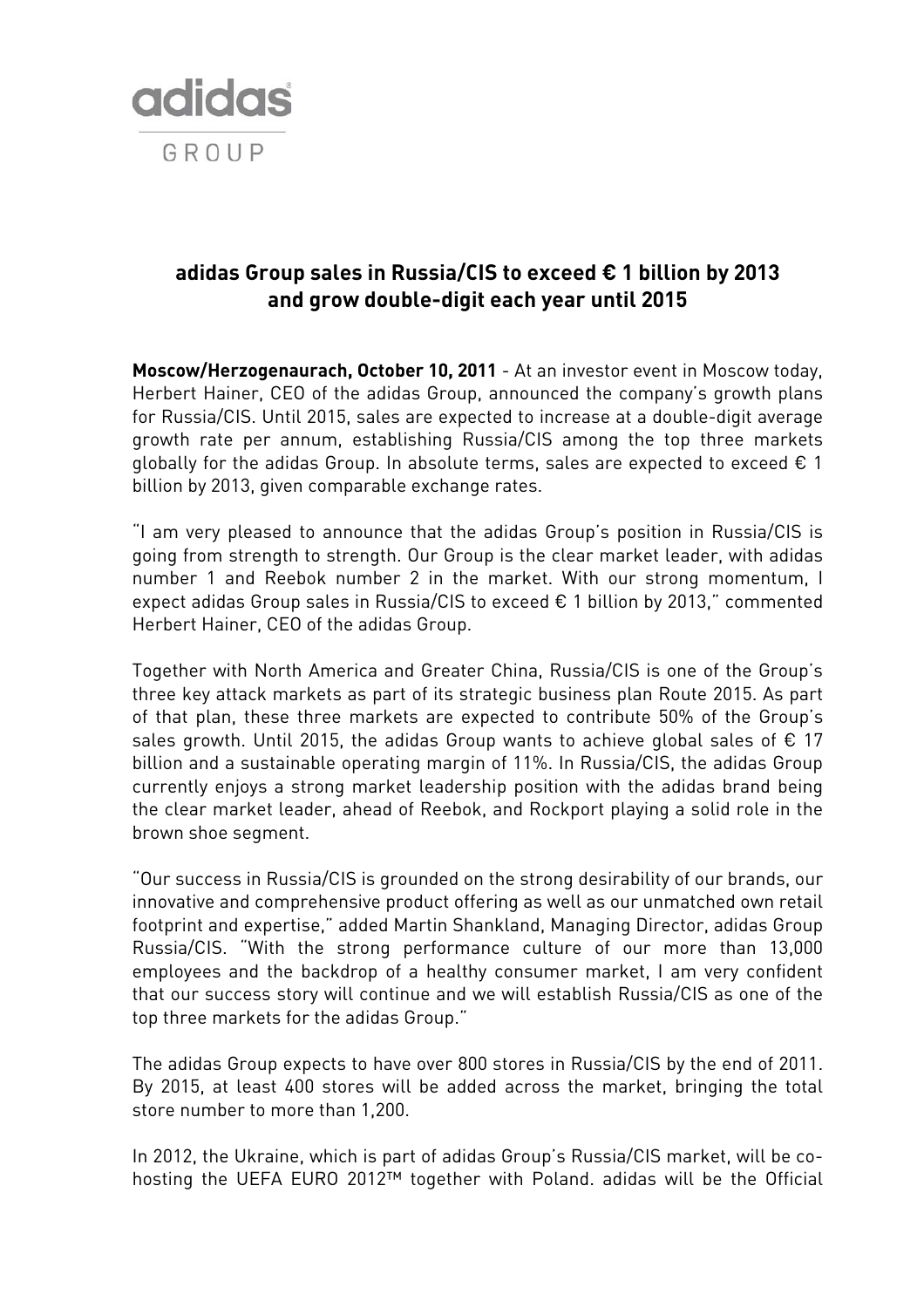adidas GROUP

# adidas Group sales in Russia/CIS to exceed € 1 billion by 2013 and grow double-digit each year until 2015

**Moscow/Herzogenaurach, October 10, 2011** - At an investor event in Moscow today, Herbert Hainer, CEO of the adidas Group, announced the company's growth plans for Russia/CIS. Until 2015, sales are expected to increase at a double-digit average growth rate per annum, establishing Russia/CIS among the top three markets globally for the adidas Group. In absolute terms, sales are expected to exceed € 1 billion by 2013, given comparable exchange rates.

"I am very pleased to announce that the adidas Group's position in Russia/CIS is going from strength to strength. Our Group is the clear market leader, with adidas number 1 and Reebok number 2 in the market. With our strong momentum, I expect adidas Group sales in Russia/CIS to exceed € 1 billion by 2013," commented Herbert Hainer, CEO of the adidas Group.

Together with North America and Greater China, Russia/CIS is one of the Group's three key attack markets as part of its strategic business plan Route 2015. As part of that plan, these three markets are expected to contribute 50% of the Group's sales growth. Until 2015, the adidas Group wants to achieve global sales of € 17 billion and a sustainable operating margin of 11%. In Russia/CIS, the adidas Group currently enjoys a strong market leadership position with the adidas brand being the clear market leader, ahead of Reebok, and Rockport playing a solid role in the brown shoe segment.

"Our success in Russia/CIS is grounded on the strong desirability of our brands, our innovative and comprehensive product offering as well as our unmatched own retail footprint and expertise," added Martin Shankland, Managing Director, adidas Group Russia/CIS. "With the strong performance culture of our more than 13,000 employees and the backdrop of a healthy consumer market, I am very confident that our success story will continue and we will establish Russia/CIS as one of the top three markets for the adidas Group."

The adidas Group expects to have over 800 stores in Russia/CIS by the end of 2011. By 2015, at least 400 stores will be added across the market, bringing the total store number to more than 1,200.

In 2012, the Ukraine, which is part of adidas Group's Russia/CIS market, will be co-hosting the UEFA EURO 2012™ together with Poland. adidas will be the Official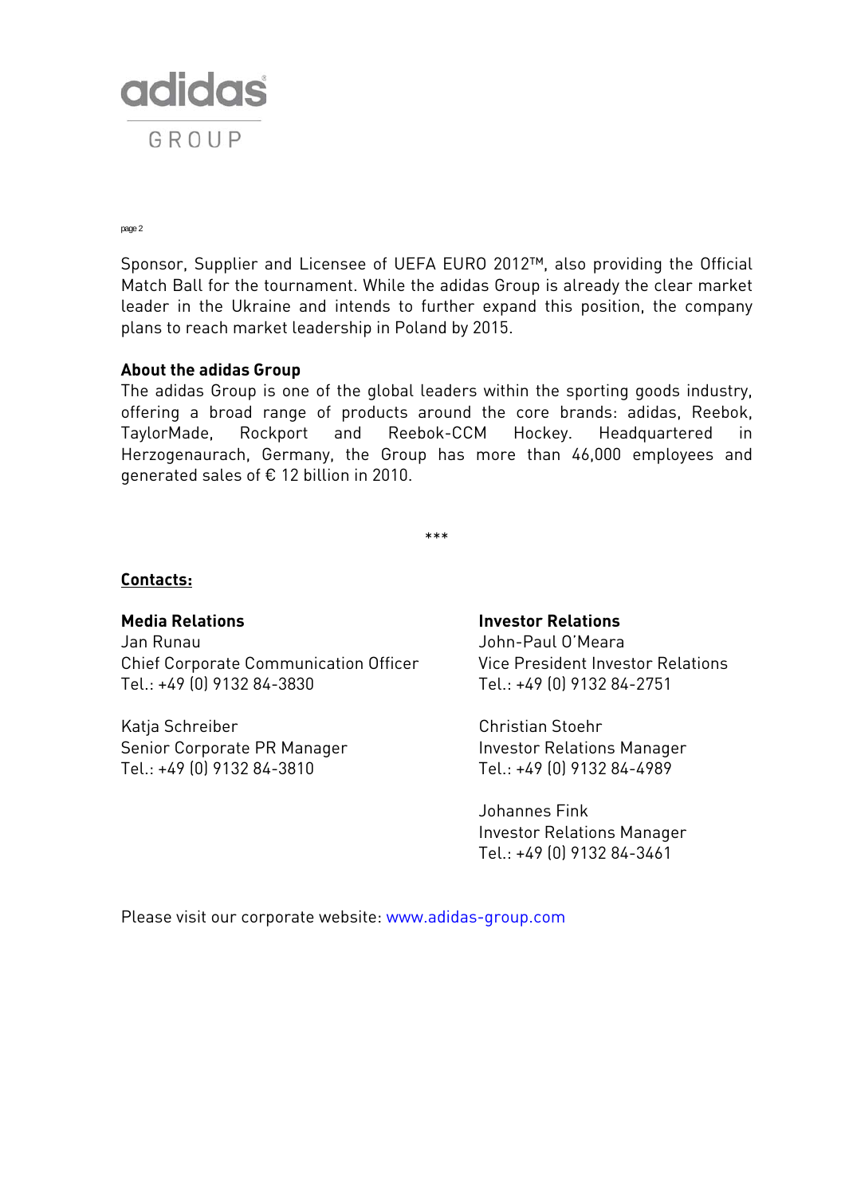Sponsor, Supplier and Licensee of UEFA EURO 2012™, also providing the Official Match Ball for the tournament. While the adidas Group is already the clear market leader in the Ukraine and intends to further expand this position, the company plans to reach market leadership in Poland by 2015.

**About the adidas Group**

The adidas Group is one of the global leaders within the sporting goods industry, offering a broad range of products around the core brands: adidas, Reebok, TaylorMade, Rockport and Reebok-CCM Hockey. Headquartered in Herzogenaurach, Germany, the Group has more than 46,000 employees and generated sales of € 12 billion in 2010.

***

**Contacts:**

**Media Relations**

Jan Runau
Chief Corporate Communication Officer
Tel.: +49 (0) 9132 84-3830

Katja Schreiber
Senior Corporate PR Manager
Tel.: +49 (0) 9132 84-3810

**Investor Relations**

John-Paul O'Meara
Vice President Investor Relations
Tel.: +49 (0) 9132 84-2751

Christian Stoehr
Investor Relations Manager
Tel.: +49 (0) 9132 84-4989

Johannes Fink
Investor Relations Manager
Tel.: +49 (0) 9132 84-3461

Please visit our corporate website: www.adidas-group.com